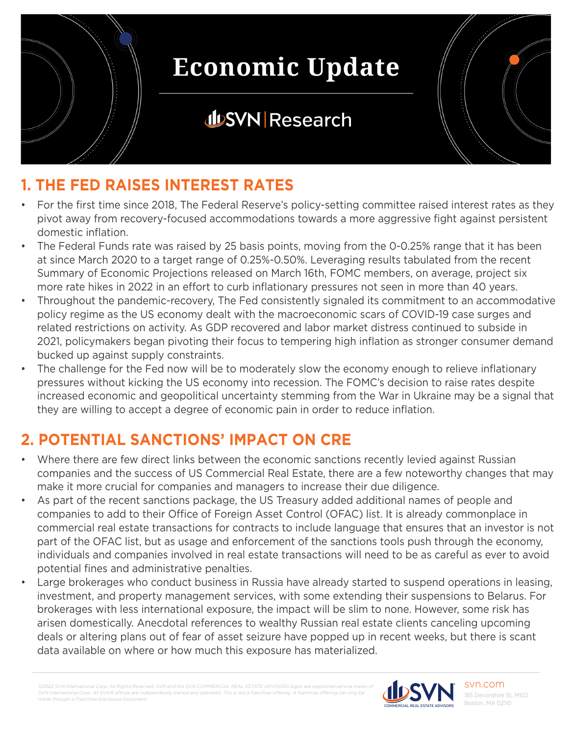# Economic Update

SVN | Research

## 1. THE FED RAISES INTEREST RATES

- For the first time since 2018, The Federal Reserve's policy-setting committee raised interest rates as they pivot away from recovery-focused accommodations towards a more aggressive fight against persistent domestic inflation.
- The Federal Funds rate was raised by 25 basis points, moving from the 0-0.25% range that it has been at since March 2020 to a target range of 0.25%-0.50%. Leveraging results tabulated from the recent Summary of Economic Projections released on March 16th, FOMC members, on average, project six more rate hikes in 2022 in an effort to curb inflationary pressures not seen in more than 40 years.
- Throughout the pandemic-recovery, The Fed consistently signaled its commitment to an accommodative policy regime as the US economy dealt with the macroeconomic scars of COVID-19 case surges and related restrictions on activity. As GDP recovered and labor market distress continued to subside in 2021, policymakers began pivoting their focus to tempering high inflation as stronger consumer demand bucked up against supply constraints.
- The challenge for the Fed now will be to moderately slow the economy enough to relieve inflationary pressures without kicking the US economy into recession. The FOMC's decision to raise rates despite increased economic and geopolitical uncertainty stemming from the War in Ukraine may be a signal that they are willing to accept a degree of economic pain in order to reduce inflation.

## 2. POTENTIAL SANCTIONS' IMPACT ON CRE

- Where there are few direct links between the economic sanctions recently levied against Russian companies and the success of US Commercial Real Estate, there are a few noteworthy changes that may make it more crucial for companies and managers to increase their due diligence.
- As part of the recent sanctions package, the US Treasury added additional names of people and companies to add to their Office of Foreign Asset Control (OFAC) list. It is already commonplace in commercial real estate transactions for contracts to include language that ensures that an investor is not part of the OFAC list, but as usage and enforcement of the sanctions tools push through the economy, individuals and companies involved in real estate transactions will need to be as careful as ever to avoid potential fines and administrative penalties.
- Large brokerages who conduct business in Russia have already started to suspend operations in leasing, investment, and property management services, with some extending their suspensions to Belarus. For brokerages with less international exposure, the impact will be slim to none. However, some risk has arisen domestically. Anecdotal references to wealthy Russian real estate clients canceling upcoming deals or altering plans out of fear of asset seizure have popped up in recent weeks, but there is scant data available on where or how much this exposure has materialized.

*©2022 SVN International Corp. All Rights Reserved. SVN and the SVN COMMERCIAL REAL ESTATE ADVISORS logos are registered service marks of SVN International Corp. All SVN® offices are independently owned and operated. This is not a franchise offering. A franchise offering can only be made through a Franchise Disclosure Document.*

SVN COMMERCIAL REAL ESTATE ADVISORS

svn.com
185 Devonshire St, M102
Boston, MA 02110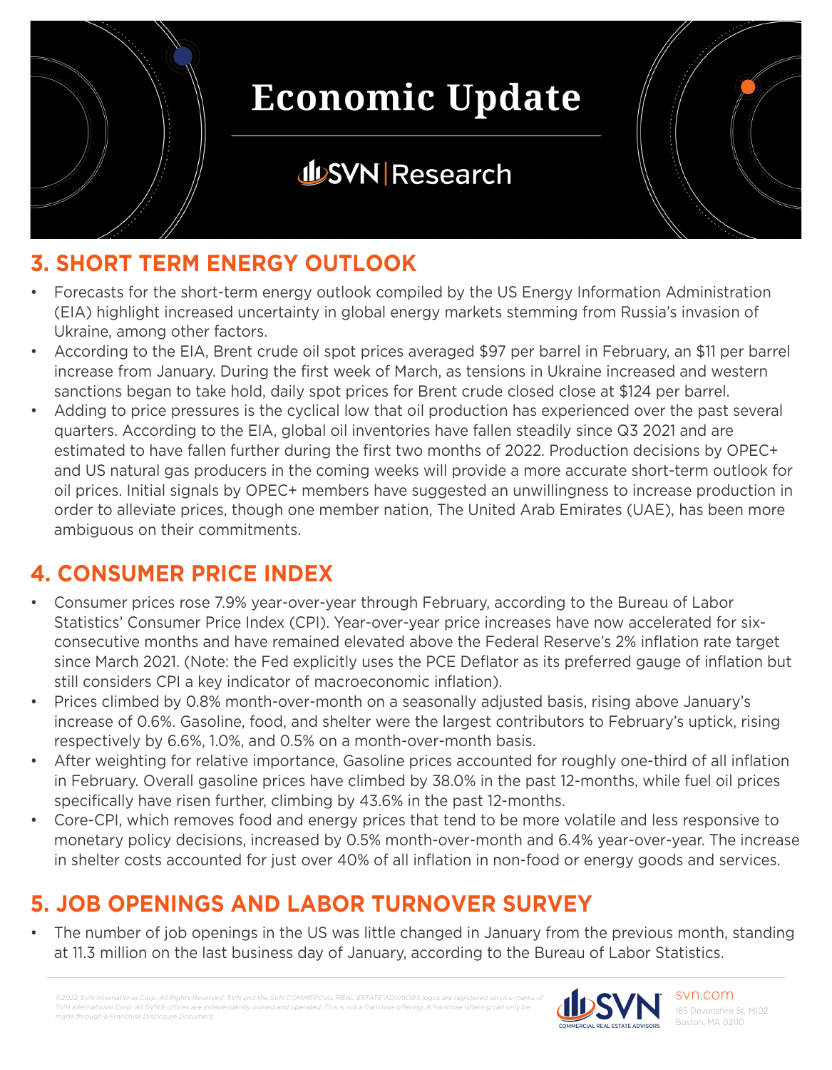## 3. SHORT TERM ENERGY OUTLOOK

- Forecasts for the short-term energy outlook compiled by the US Energy Information Administration (EIA) highlight increased uncertainty in global energy markets stemming from Russia's invasion of Ukraine, among other factors.
- According to the EIA, Brent crude oil spot prices averaged $97 per barrel in February, an $11 per barrel increase from January. During the first week of March, as tensions in Ukraine increased and western sanctions began to take hold, daily spot prices for Brent crude closed close at $124 per barrel.
- Adding to price pressures is the cyclical low that oil production has experienced over the past several quarters. According to the EIA, global oil inventories have fallen steadily since Q3 2021 and are estimated to have fallen further during the first two months of 2022. Production decisions by OPEC+ and US natural gas producers in the coming weeks will provide a more accurate short-term outlook for oil prices. Initial signals by OPEC+ members have suggested an unwillingness to increase production in order to alleviate prices, though one member nation, The United Arab Emirates (UAE), has been more ambiguous on their commitments.

## 4. CONSUMER PRICE INDEX

- Consumer prices rose 7.9% year-over-year through February, according to the Bureau of Labor Statistics' Consumer Price Index (CPI). Year-over-year price increases have now accelerated for six-consecutive months and have remained elevated above the Federal Reserve's 2% inflation rate target since March 2021. (Note: the Fed explicitly uses the PCE Deflator as its preferred gauge of inflation but still considers CPI a key indicator of macroeconomic inflation).
- Prices climbed by 0.8% month-over-month on a seasonally adjusted basis, rising above January's increase of 0.6%. Gasoline, food, and shelter were the largest contributors to February's uptick, rising respectively by 6.6%, 1.0%, and 0.5% on a month-over-month basis.
- After weighting for relative importance, Gasoline prices accounted for roughly one-third of all inflation in February. Overall gasoline prices have climbed by 38.0% in the past 12-months, while fuel oil prices specifically have risen further, climbing by 43.6% in the past 12-months.
- Core-CPI, which removes food and energy prices that tend to be more volatile and less responsive to monetary policy decisions, increased by 0.5% month-over-month and 6.4% year-over-year. The increase in shelter costs accounted for just over 40% of all inflation in non-food or energy goods and services.

## 5. JOB OPENINGS AND LABOR TURNOVER SURVEY

- The number of job openings in the US was little changed in January from the previous month, standing at 11.3 million on the last business day of January, according to the Bureau of Labor Statistics.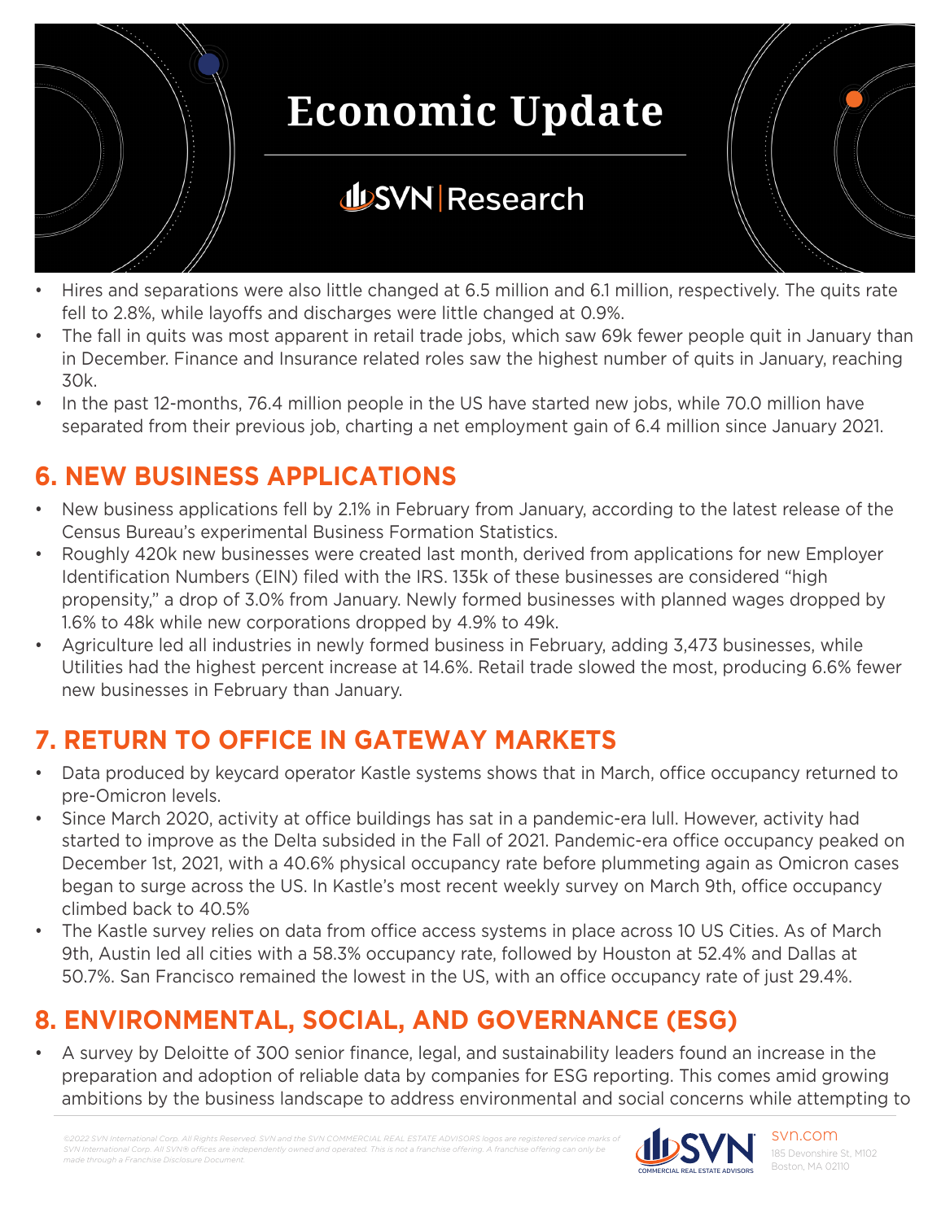- Hires and separations were also little changed at 6.5 million and 6.1 million, respectively. The quits rate fell to 2.8%, while layoffs and discharges were little changed at 0.9%.
- The fall in quits was most apparent in retail trade jobs, which saw 69k fewer people quit in January than in December. Finance and Insurance related roles saw the highest number of quits in January, reaching 30k.
- In the past 12-months, 76.4 million people in the US have started new jobs, while 70.0 million have separated from their previous job, charting a net employment gain of 6.4 million since January 2021.

## 6. NEW BUSINESS APPLICATIONS

- New business applications fell by 2.1% in February from January, according to the latest release of the Census Bureau's experimental Business Formation Statistics.
- Roughly 420k new businesses were created last month, derived from applications for new Employer Identification Numbers (EIN) filed with the IRS. 135k of these businesses are considered "high propensity," a drop of 3.0% from January. Newly formed businesses with planned wages dropped by 1.6% to 48k while new corporations dropped by 4.9% to 49k.
- Agriculture led all industries in newly formed business in February, adding 3,473 businesses, while Utilities had the highest percent increase at 14.6%. Retail trade slowed the most, producing 6.6% fewer new businesses in February than January.

## 7. RETURN TO OFFICE IN GATEWAY MARKETS

- Data produced by keycard operator Kastle systems shows that in March, office occupancy returned to pre-Omicron levels.
- Since March 2020, activity at office buildings has sat in a pandemic-era lull. However, activity had started to improve as the Delta subsided in the Fall of 2021. Pandemic-era office occupancy peaked on December 1st, 2021, with a 40.6% physical occupancy rate before plummeting again as Omicron cases began to surge across the US. In Kastle's most recent weekly survey on March 9th, office occupancy climbed back to 40.5%
- The Kastle survey relies on data from office access systems in place across 10 US Cities. As of March 9th, Austin led all cities with a 58.3% occupancy rate, followed by Houston at 52.4% and Dallas at 50.7%. San Francisco remained the lowest in the US, with an office occupancy rate of just 29.4%.

## 8. ENVIRONMENTAL, SOCIAL, AND GOVERNANCE (ESG)

- A survey by Deloitte of 300 senior finance, legal, and sustainability leaders found an increase in the preparation and adoption of reliable data by companies for ESG reporting. This comes amid growing ambitions by the business landscape to address environmental and social concerns while attempting to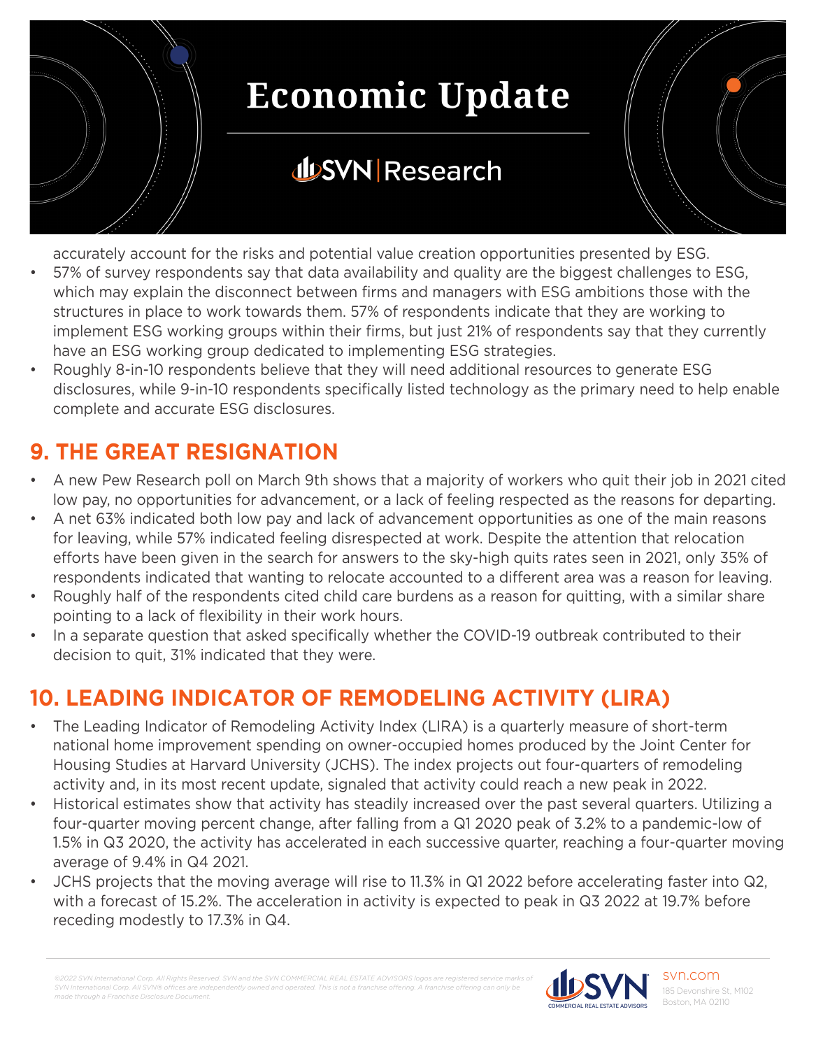accurately account for the risks and potential value creation opportunities presented by ESG.

- 57% of survey respondents say that data availability and quality are the biggest challenges to ESG, which may explain the disconnect between firms and managers with ESG ambitions those with the structures in place to work towards them. 57% of respondents indicate that they are working to implement ESG working groups within their firms, but just 21% of respondents say that they currently have an ESG working group dedicated to implementing ESG strategies.
- Roughly 8-in-10 respondents believe that they will need additional resources to generate ESG disclosures, while 9-in-10 respondents specifically listed technology as the primary need to help enable complete and accurate ESG disclosures.

## 9. THE GREAT RESIGNATION

- A new Pew Research poll on March 9th shows that a majority of workers who quit their job in 2021 cited low pay, no opportunities for advancement, or a lack of feeling respected as the reasons for departing.
- A net 63% indicated both low pay and lack of advancement opportunities as one of the main reasons for leaving, while 57% indicated feeling disrespected at work. Despite the attention that relocation efforts have been given in the search for answers to the sky-high quits rates seen in 2021, only 35% of respondents indicated that wanting to relocate accounted to a different area was a reason for leaving.
- Roughly half of the respondents cited child care burdens as a reason for quitting, with a similar share pointing to a lack of flexibility in their work hours.
- In a separate question that asked specifically whether the COVID-19 outbreak contributed to their decision to quit, 31% indicated that they were.

## 10. LEADING INDICATOR OF REMODELING ACTIVITY (LIRA)

- The Leading Indicator of Remodeling Activity Index (LIRA) is a quarterly measure of short-term national home improvement spending on owner-occupied homes produced by the Joint Center for Housing Studies at Harvard University (JCHS). The index projects out four-quarters of remodeling activity and, in its most recent update, signaled that activity could reach a new peak in 2022.
- Historical estimates show that activity has steadily increased over the past several quarters. Utilizing a four-quarter moving percent change, after falling from a Q1 2020 peak of 3.2% to a pandemic-low of 1.5% in Q3 2020, the activity has accelerated in each successive quarter, reaching a four-quarter moving average of 9.4% in Q4 2021.
- JCHS projects that the moving average will rise to 11.3% in Q1 2022 before accelerating faster into Q2, with a forecast of 15.2%. The acceleration in activity is expected to peak in Q3 2022 at 19.7% before receding modestly to 17.3% in Q4.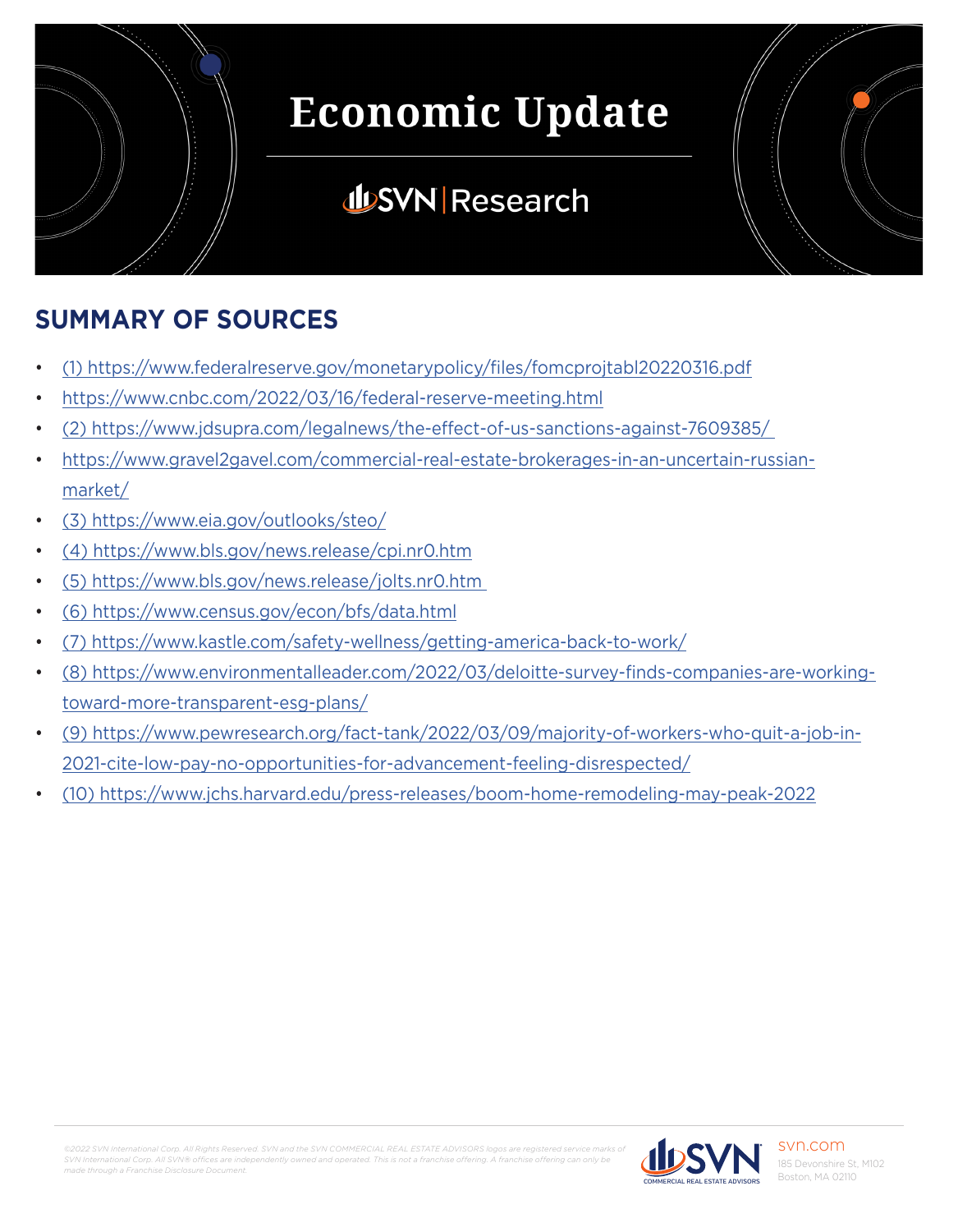# Economic Update

SVN | Research

## SUMMARY OF SOURCES

- (1) https://www.federalreserve.gov/monetarypolicy/files/fomcprojtabl20220316.pdf
- https://www.cnbc.com/2022/03/16/federal-reserve-meeting.html
- (2) https://www.jdsupra.com/legalnews/the-effect-of-us-sanctions-against-7609385/
- https://www.gravel2gavel.com/commercial-real-estate-brokerages-in-an-uncertain-russian-market/
- (3) https://www.eia.gov/outlooks/steo/
- (4) https://www.bls.gov/news.release/cpi.nr0.htm
- (5) https://www.bls.gov/news.release/jolts.nr0.htm
- (6) https://www.census.gov/econ/bfs/data.html
- (7) https://www.kastle.com/safety-wellness/getting-america-back-to-work/
- (8) https://www.environmentalleader.com/2022/03/deloitte-survey-finds-companies-are-working-toward-more-transparent-esg-plans/
- (9) https://www.pewresearch.org/fact-tank/2022/03/09/majority-of-workers-who-quit-a-job-in-2021-cite-low-pay-no-opportunities-for-advancement-feeling-disrespected/
- (10) https://www.jchs.harvard.edu/press-releases/boom-home-remodeling-may-peak-2022

©2022 SVN International Corp. All Rights Reserved. SVN and the SVN COMMERCIAL REAL ESTATE ADVISORS logos are registered service marks of SVN International Corp. All SVN® offices are independently owned and operated. This is not a franchise offering. A franchise offering can only be made through a Franchise Disclosure Document.

SVN COMMERCIAL REAL ESTATE ADVISORS

svn.com
185 Devonshire St, M102
Boston, MA 02110